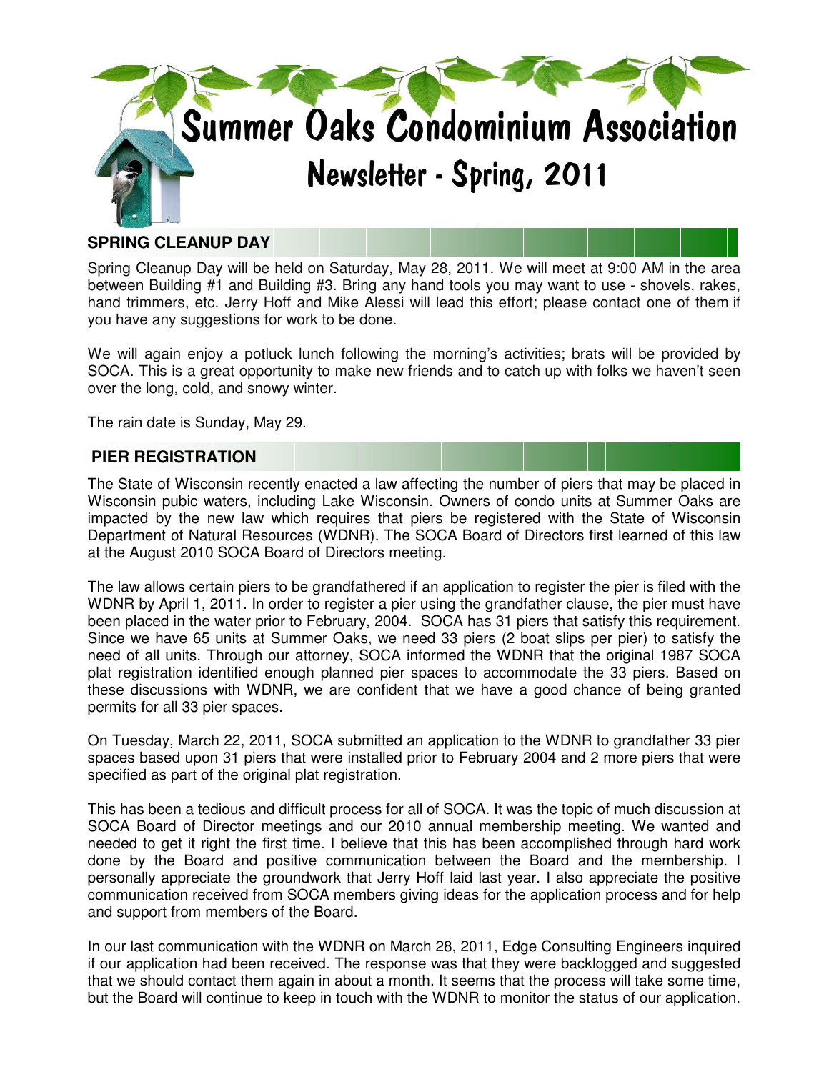# Summer Oaks Condominium Association

## Newsletter - Spring, 2011

### SPRING CLEANUP DAY

Spring Cleanup Day will be held on Saturday, May 28, 2011. We will meet at 9:00 AM in the area between Building #1 and Building #3. Bring any hand tools you may want to use - shovels, rakes, hand trimmers, etc. Jerry Hoff and Mike Alessi will lead this effort; please contact one of them if you have any suggestions for work to be done.

We will again enjoy a potluck lunch following the morning's activities; brats will be provided by SOCA. This is a great opportunity to make new friends and to catch up with folks we haven't seen over the long, cold, and snowy winter.

The rain date is Sunday, May 29.

### PIER REGISTRATION

The State of Wisconsin recently enacted a law affecting the number of piers that may be placed in Wisconsin pubic waters, including Lake Wisconsin. Owners of condo units at Summer Oaks are impacted by the new law which requires that piers be registered with the State of Wisconsin Department of Natural Resources (WDNR). The SOCA Board of Directors first learned of this law at the August 2010 SOCA Board of Directors meeting.

The law allows certain piers to be grandfathered if an application to register the pier is filed with the WDNR by April 1, 2011. In order to register a pier using the grandfather clause, the pier must have been placed in the water prior to February, 2004. SOCA has 31 piers that satisfy this requirement. Since we have 65 units at Summer Oaks, we need 33 piers (2 boat slips per pier) to satisfy the need of all units. Through our attorney, SOCA informed the WDNR that the original 1987 SOCA plat registration identified enough planned pier spaces to accommodate the 33 piers. Based on these discussions with WDNR, we are confident that we have a good chance of being granted permits for all 33 pier spaces.

On Tuesday, March 22, 2011, SOCA submitted an application to the WDNR to grandfather 33 pier spaces based upon 31 piers that were installed prior to February 2004 and 2 more piers that were specified as part of the original plat registration.

This has been a tedious and difficult process for all of SOCA. It was the topic of much discussion at SOCA Board of Director meetings and our 2010 annual membership meeting. We wanted and needed to get it right the first time. I believe that this has been accomplished through hard work done by the Board and positive communication between the Board and the membership. I personally appreciate the groundwork that Jerry Hoff laid last year. I also appreciate the positive communication received from SOCA members giving ideas for the application process and for help and support from members of the Board.

In our last communication with the WDNR on March 28, 2011, Edge Consulting Engineers inquired if our application had been received. The response was that they were backlogged and suggested that we should contact them again in about a month. It seems that the process will take some time, but the Board will continue to keep in touch with the WDNR to monitor the status of our application.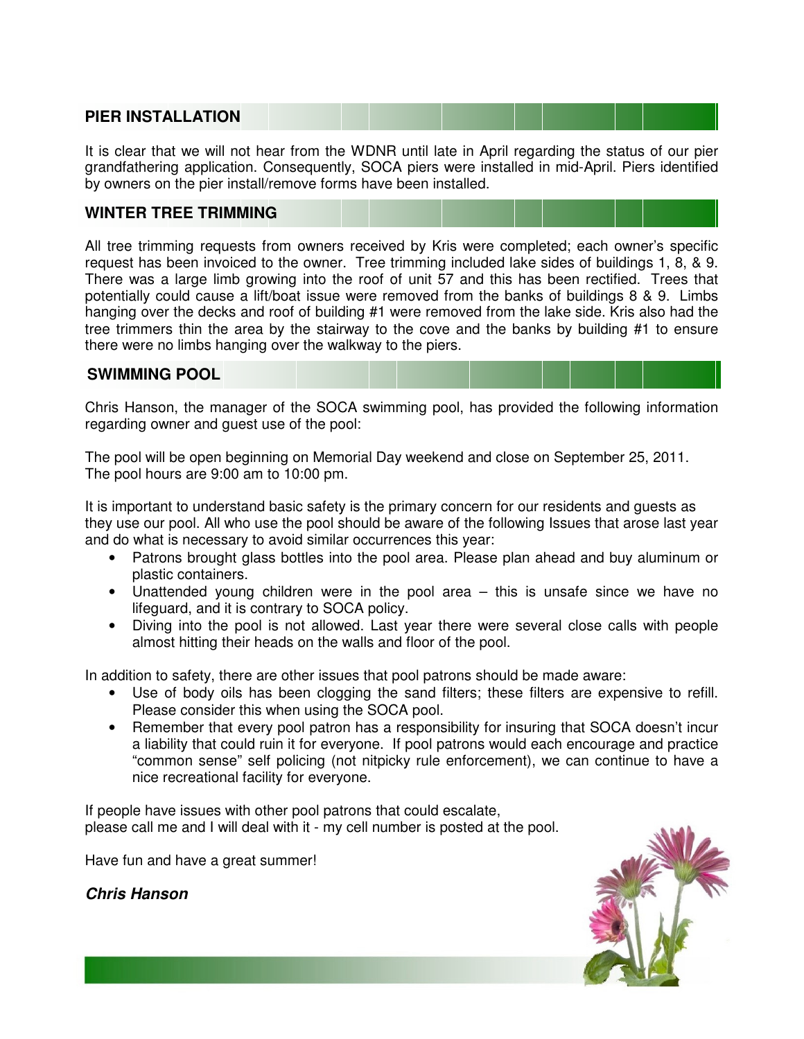## PIER INSTALLATION

It is clear that we will not hear from the WDNR until late in April regarding the status of our pier grandfathering application. Consequently, SOCA piers were installed in mid-April. Piers identified by owners on the pier install/remove forms have been installed.

## WINTER TREE TRIMMING

All tree trimming requests from owners received by Kris were completed; each owner's specific request has been invoiced to the owner. Tree trimming included lake sides of buildings 1, 8, & 9. There was a large limb growing into the roof of unit 57 and this has been rectified. Trees that potentially could cause a lift/boat issue were removed from the banks of buildings 8 & 9. Limbs hanging over the decks and roof of building #1 were removed from the lake side. Kris also had the tree trimmers thin the area by the stairway to the cove and the banks by building #1 to ensure there were no limbs hanging over the walkway to the piers.

## SWIMMING POOL

Chris Hanson, the manager of the SOCA swimming pool, has provided the following information regarding owner and guest use of the pool:

The pool will be open beginning on Memorial Day weekend and close on September 25, 2011.
The pool hours are 9:00 am to 10:00 pm.

It is important to understand basic safety is the primary concern for our residents and guests as they use our pool. All who use the pool should be aware of the following Issues that arose last year and do what is necessary to avoid similar occurrences this year:

- Patrons brought glass bottles into the pool area. Please plan ahead and buy aluminum or plastic containers.
- Unattended young children were in the pool area – this is unsafe since we have no lifeguard, and it is contrary to SOCA policy.
- Diving into the pool is not allowed. Last year there were several close calls with people almost hitting their heads on the walls and floor of the pool.

In addition to safety, there are other issues that pool patrons should be made aware:

- Use of body oils has been clogging the sand filters; these filters are expensive to refill. Please consider this when using the SOCA pool.
- Remember that every pool patron has a responsibility for insuring that SOCA doesn't incur a liability that could ruin it for everyone. If pool patrons would each encourage and practice "common sense" self policing (not nitpicky rule enforcement), we can continue to have a nice recreational facility for everyone.

If people have issues with other pool patrons that could escalate,
please call me and I will deal with it - my cell number is posted at the pool.

Have fun and have a great summer!

***Chris Hanson***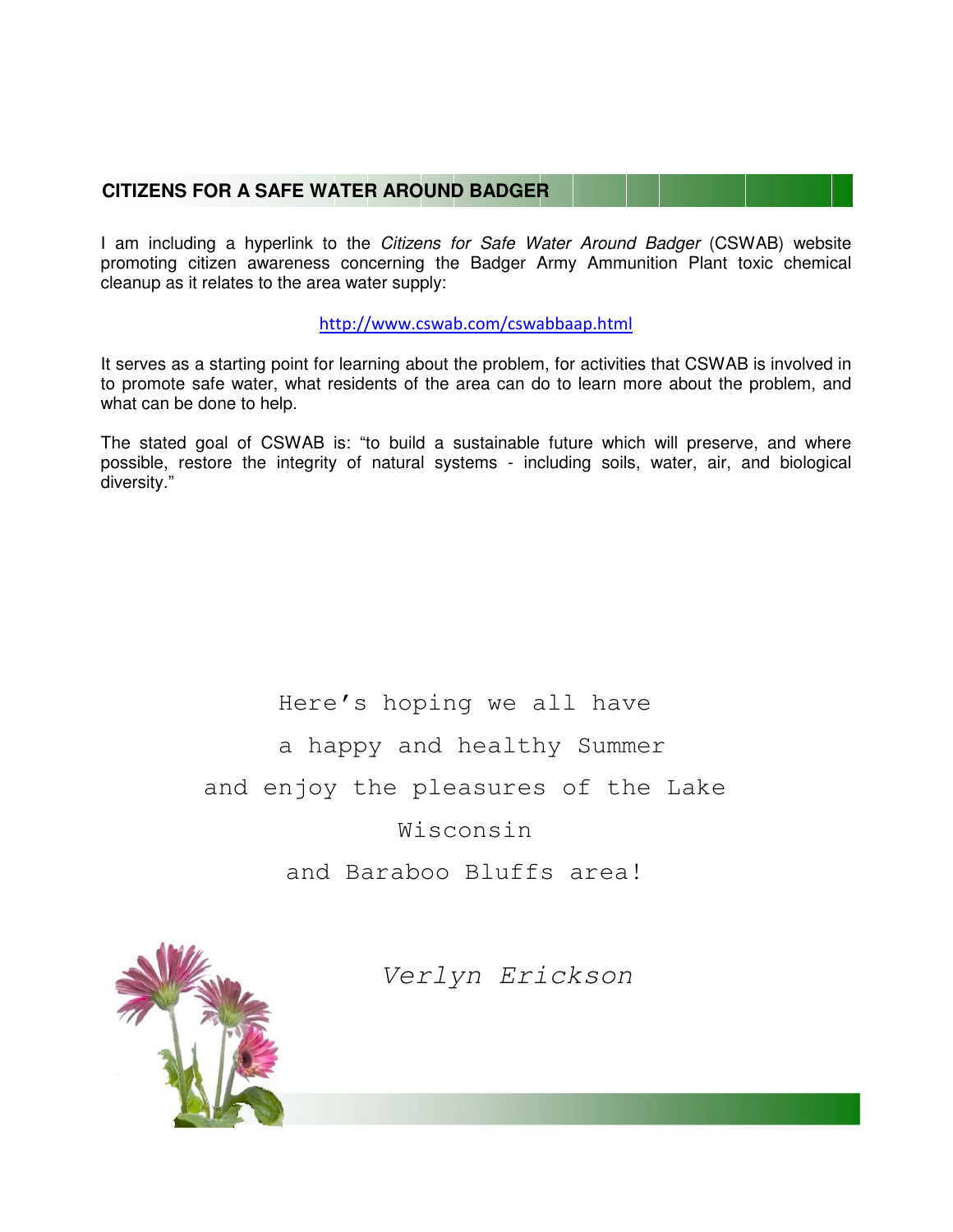## CITIZENS FOR A SAFE WATER AROUND BADGER

I am including a hyperlink to the *Citizens for Safe Water Around Badger* (CSWAB) website promoting citizen awareness concerning the Badger Army Ammunition Plant toxic chemical cleanup as it relates to the area water supply:

http://www.cswab.com/cswabbaap.html

It serves as a starting point for learning about the problem, for activities that CSWAB is involved in to promote safe water, what residents of the area can do to learn more about the problem, and what can be done to help.

The stated goal of CSWAB is: "to build a sustainable future which will preserve, and where possible, restore the integrity of natural systems - including soils, water, air, and biological diversity."

Here's hoping we all have

a happy and healthy Summer

and enjoy the pleasures of the Lake Wisconsin

and Baraboo Bluffs area!

*Verlyn Erickson*